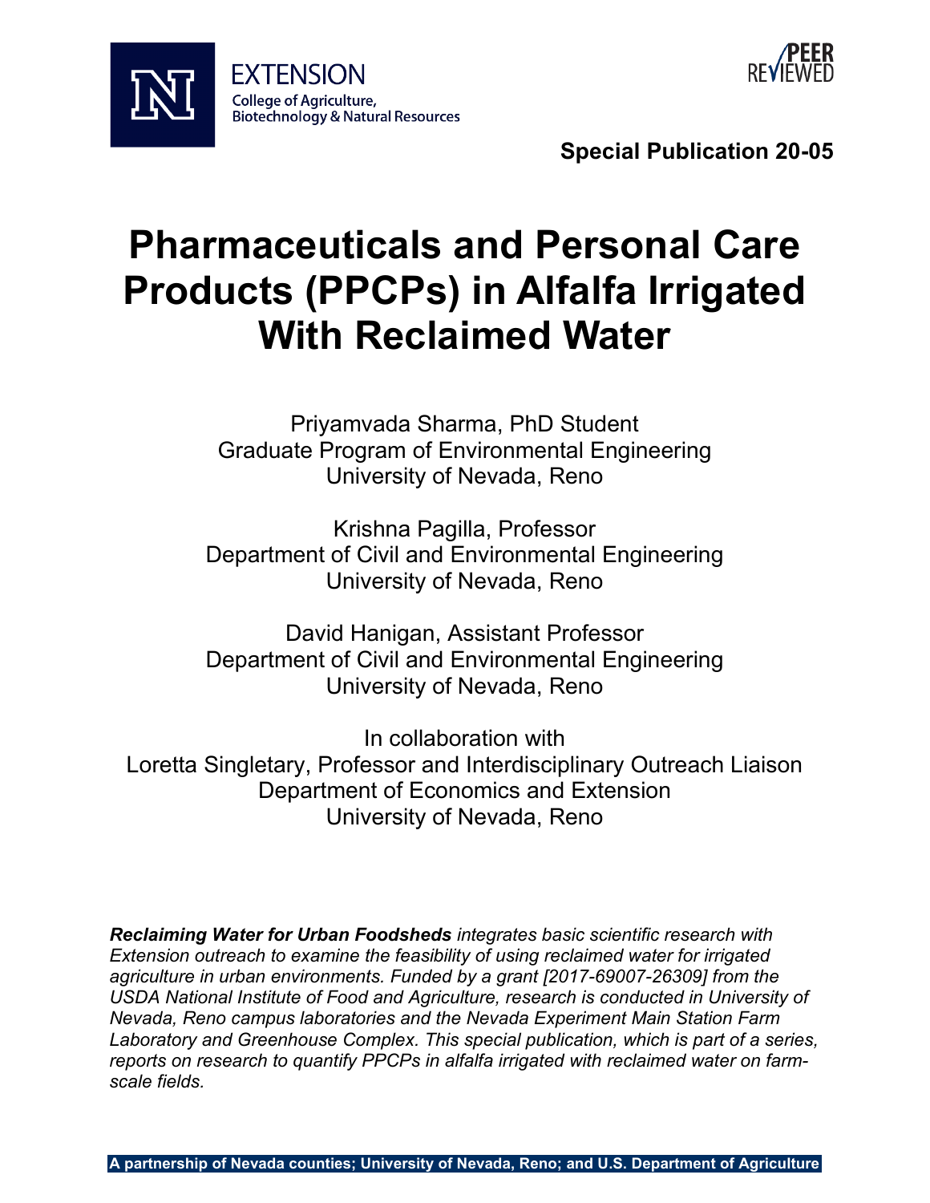EXTENSION
College of Agriculture, Biotechnology & Natural Resources

PEER REVIEWED

**Special Publication 20-05**

# Pharmaceuticals and Personal Care Products (PPCPs) in Alfalfa Irrigated With Reclaimed Water

Priyamvada Sharma, PhD Student
Graduate Program of Environmental Engineering
University of Nevada, Reno

Krishna Pagilla, Professor
Department of Civil and Environmental Engineering
University of Nevada, Reno

David Hanigan, Assistant Professor
Department of Civil and Environmental Engineering
University of Nevada, Reno

In collaboration with
Loretta Singletary, Professor and Interdisciplinary Outreach Liaison
Department of Economics and Extension
University of Nevada, Reno

***Reclaiming Water for Urban Foodsheds*** *integrates basic scientific research with Extension outreach to examine the feasibility of using reclaimed water for irrigated agriculture in urban environments. Funded by a grant [2017-69007-26309] from the USDA National Institute of Food and Agriculture, research is conducted in University of Nevada, Reno campus laboratories and the Nevada Experiment Main Station Farm Laboratory and Greenhouse Complex. This special publication, which is part of a series, reports on research to quantify PPCPs in alfalfa irrigated with reclaimed water on farm-scale fields.*

**A partnership of Nevada counties; University of Nevada, Reno; and U.S. Department of Agriculture**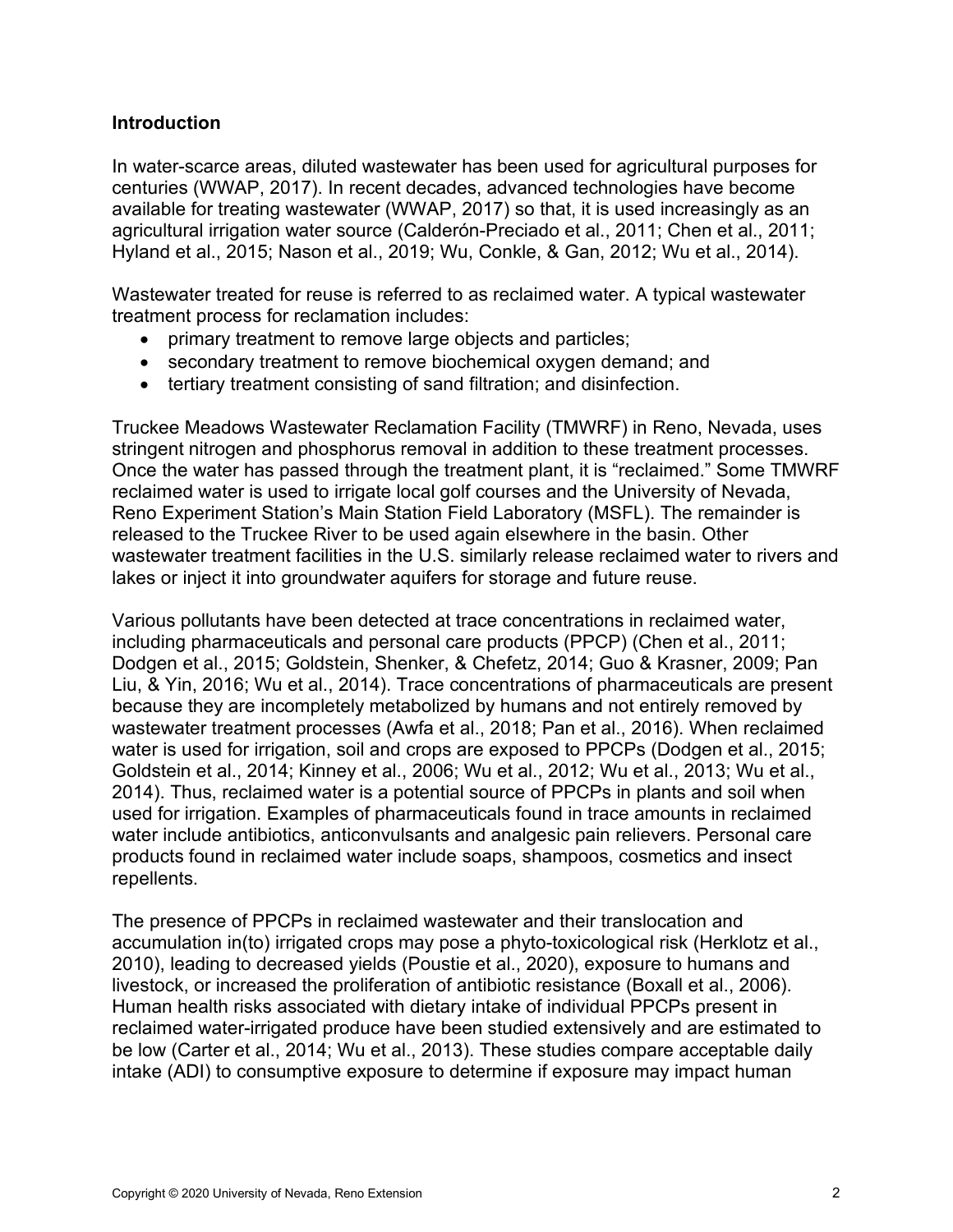**Introduction**

In water-scarce areas, diluted wastewater has been used for agricultural purposes for centuries (WWAP, 2017). In recent decades, advanced technologies have become available for treating wastewater (WWAP, 2017) so that, it is used increasingly as an agricultural irrigation water source (Calderón-Preciado et al., 2011; Chen et al., 2011; Hyland et al., 2015; Nason et al., 2019; Wu, Conkle, & Gan, 2012; Wu et al., 2014).

Wastewater treated for reuse is referred to as reclaimed water. A typical wastewater treatment process for reclamation includes:

- primary treatment to remove large objects and particles;
- secondary treatment to remove biochemical oxygen demand; and
- tertiary treatment consisting of sand filtration; and disinfection.

Truckee Meadows Wastewater Reclamation Facility (TMWRF) in Reno, Nevada, uses stringent nitrogen and phosphorus removal in addition to these treatment processes. Once the water has passed through the treatment plant, it is "reclaimed." Some TMWRF reclaimed water is used to irrigate local golf courses and the University of Nevada, Reno Experiment Station's Main Station Field Laboratory (MSFL). The remainder is released to the Truckee River to be used again elsewhere in the basin. Other wastewater treatment facilities in the U.S. similarly release reclaimed water to rivers and lakes or inject it into groundwater aquifers for storage and future reuse.

Various pollutants have been detected at trace concentrations in reclaimed water, including pharmaceuticals and personal care products (PPCP) (Chen et al., 2011; Dodgen et al., 2015; Goldstein, Shenker, & Chefetz, 2014; Guo & Krasner, 2009; Pan Liu, & Yin, 2016; Wu et al., 2014). Trace concentrations of pharmaceuticals are present because they are incompletely metabolized by humans and not entirely removed by wastewater treatment processes (Awfa et al., 2018; Pan et al., 2016). When reclaimed water is used for irrigation, soil and crops are exposed to PPCPs (Dodgen et al., 2015; Goldstein et al., 2014; Kinney et al., 2006; Wu et al., 2012; Wu et al., 2013; Wu et al., 2014). Thus, reclaimed water is a potential source of PPCPs in plants and soil when used for irrigation. Examples of pharmaceuticals found in trace amounts in reclaimed water include antibiotics, anticonvulsants and analgesic pain relievers. Personal care products found in reclaimed water include soaps, shampoos, cosmetics and insect repellents.

The presence of PPCPs in reclaimed wastewater and their translocation and accumulation in(to) irrigated crops may pose a phyto-toxicological risk (Herklotz et al., 2010), leading to decreased yields (Poustie et al., 2020), exposure to humans and livestock, or increased the proliferation of antibiotic resistance (Boxall et al., 2006). Human health risks associated with dietary intake of individual PPCPs present in reclaimed water-irrigated produce have been studied extensively and are estimated to be low (Carter et al., 2014; Wu et al., 2013). These studies compare acceptable daily intake (ADI) to consumptive exposure to determine if exposure may impact human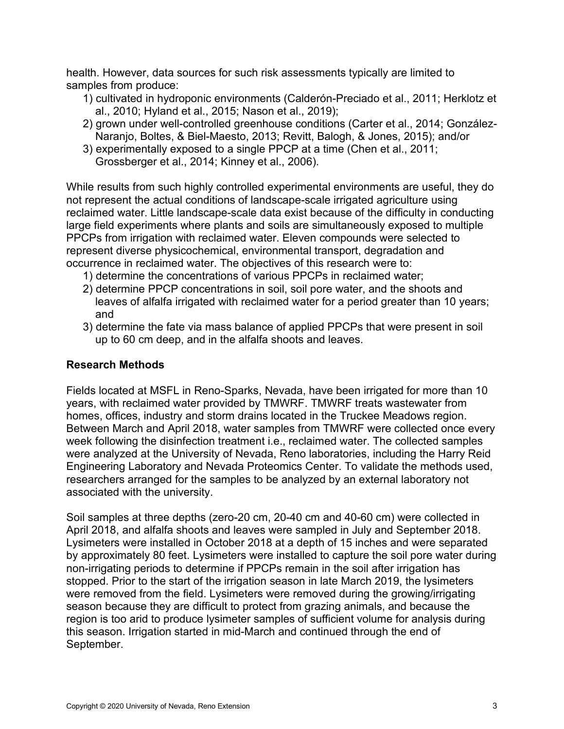health. However, data sources for such risk assessments typically are limited to samples from produce:

1) cultivated in hydroponic environments (Calderón-Preciado et al., 2011; Herklotz et al., 2010; Hyland et al., 2015; Nason et al., 2019);
2) grown under well-controlled greenhouse conditions (Carter et al., 2014; González-Naranjo, Boltes, & Biel-Maesto, 2013; Revitt, Balogh, & Jones, 2015); and/or
3) experimentally exposed to a single PPCP at a time (Chen et al., 2011; Grossberger et al., 2014; Kinney et al., 2006).

While results from such highly controlled experimental environments are useful, they do not represent the actual conditions of landscape-scale irrigated agriculture using reclaimed water. Little landscape-scale data exist because of the difficulty in conducting large field experiments where plants and soils are simultaneously exposed to multiple PPCPs from irrigation with reclaimed water. Eleven compounds were selected to represent diverse physicochemical, environmental transport, degradation and occurrence in reclaimed water. The objectives of this research were to:

1) determine the concentrations of various PPCPs in reclaimed water;
2) determine PPCP concentrations in soil, soil pore water, and the shoots and leaves of alfalfa irrigated with reclaimed water for a period greater than 10 years; and
3) determine the fate via mass balance of applied PPCPs that were present in soil up to 60 cm deep, and in the alfalfa shoots and leaves.

## Research Methods

Fields located at MSFL in Reno-Sparks, Nevada, have been irrigated for more than 10 years, with reclaimed water provided by TMWRF. TMWRF treats wastewater from homes, offices, industry and storm drains located in the Truckee Meadows region. Between March and April 2018, water samples from TMWRF were collected once every week following the disinfection treatment i.e., reclaimed water. The collected samples were analyzed at the University of Nevada, Reno laboratories, including the Harry Reid Engineering Laboratory and Nevada Proteomics Center. To validate the methods used, researchers arranged for the samples to be analyzed by an external laboratory not associated with the university.

Soil samples at three depths (zero-20 cm, 20-40 cm and 40-60 cm) were collected in April 2018, and alfalfa shoots and leaves were sampled in July and September 2018. Lysimeters were installed in October 2018 at a depth of 15 inches and were separated by approximately 80 feet. Lysimeters were installed to capture the soil pore water during non-irrigating periods to determine if PPCPs remain in the soil after irrigation has stopped. Prior to the start of the irrigation season in late March 2019, the lysimeters were removed from the field. Lysimeters were removed during the growing/irrigating season because they are difficult to protect from grazing animals, and because the region is too arid to produce lysimeter samples of sufficient volume for analysis during this season. Irrigation started in mid-March and continued through the end of September.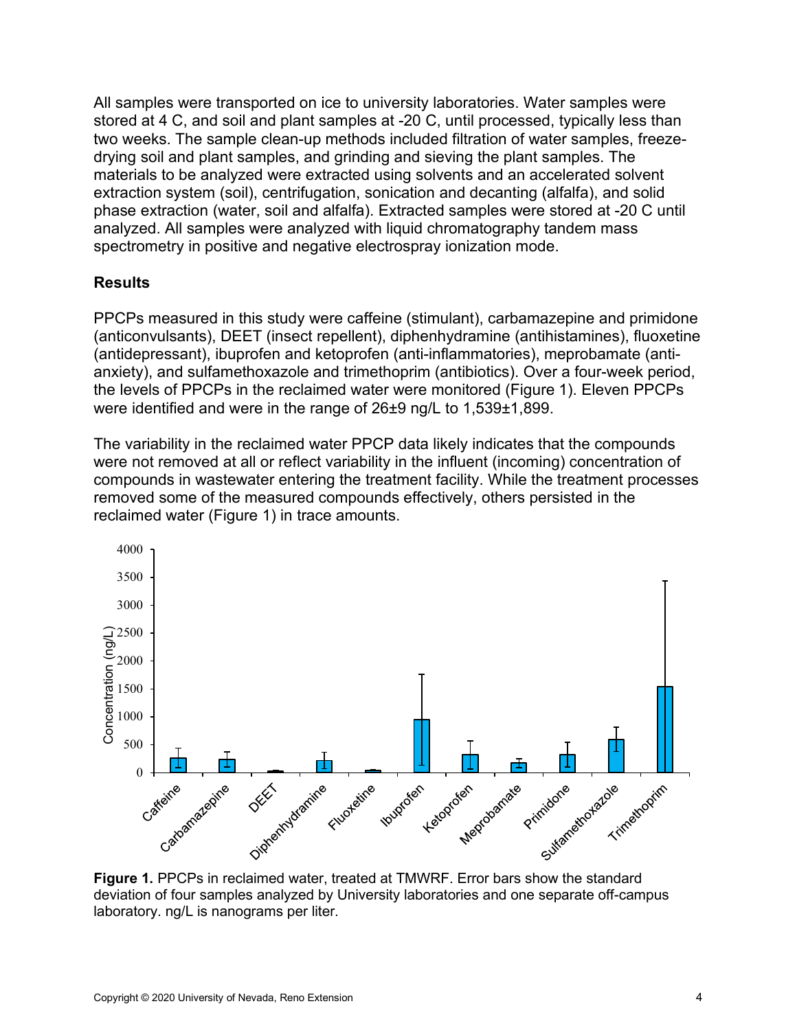All samples were transported on ice to university laboratories. Water samples were stored at 4 C, and soil and plant samples at -20 C, until processed, typically less than two weeks. The sample clean-up methods included filtration of water samples, freeze-drying soil and plant samples, and grinding and sieving the plant samples. The materials to be analyzed were extracted using solvents and an accelerated solvent extraction system (soil), centrifugation, sonication and decanting (alfalfa), and solid phase extraction (water, soil and alfalfa). Extracted samples were stored at -20 C until analyzed. All samples were analyzed with liquid chromatography tandem mass spectrometry in positive and negative electrospray ionization mode.

## Results

PPCPs measured in this study were caffeine (stimulant), carbamazepine and primidone (anticonvulsants), DEET (insect repellent), diphenhydramine (antihistamines), fluoxetine (antidepressant), ibuprofen and ketoprofen (anti-inflammatories), meprobamate (anti-anxiety), and sulfamethoxazole and trimethoprim (antibiotics). Over a four-week period, the levels of PPCPs in the reclaimed water were monitored (Figure 1). Eleven PPCPs were identified and were in the range of 26±9 ng/L to 1,539±1,899.

The variability in the reclaimed water PPCP data likely indicates that the compounds were not removed at all or reflect variability in the influent (incoming) concentration of compounds in wastewater entering the treatment facility. While the treatment processes removed some of the measured compounds effectively, others persisted in the reclaimed water (Figure 1) in trace amounts.

**Figure 1.** PPCPs in reclaimed water, treated at TMWRF. Error bars show the standard deviation of four samples analyzed by University laboratories and one separate off-campus laboratory. ng/L is nanograms per liter.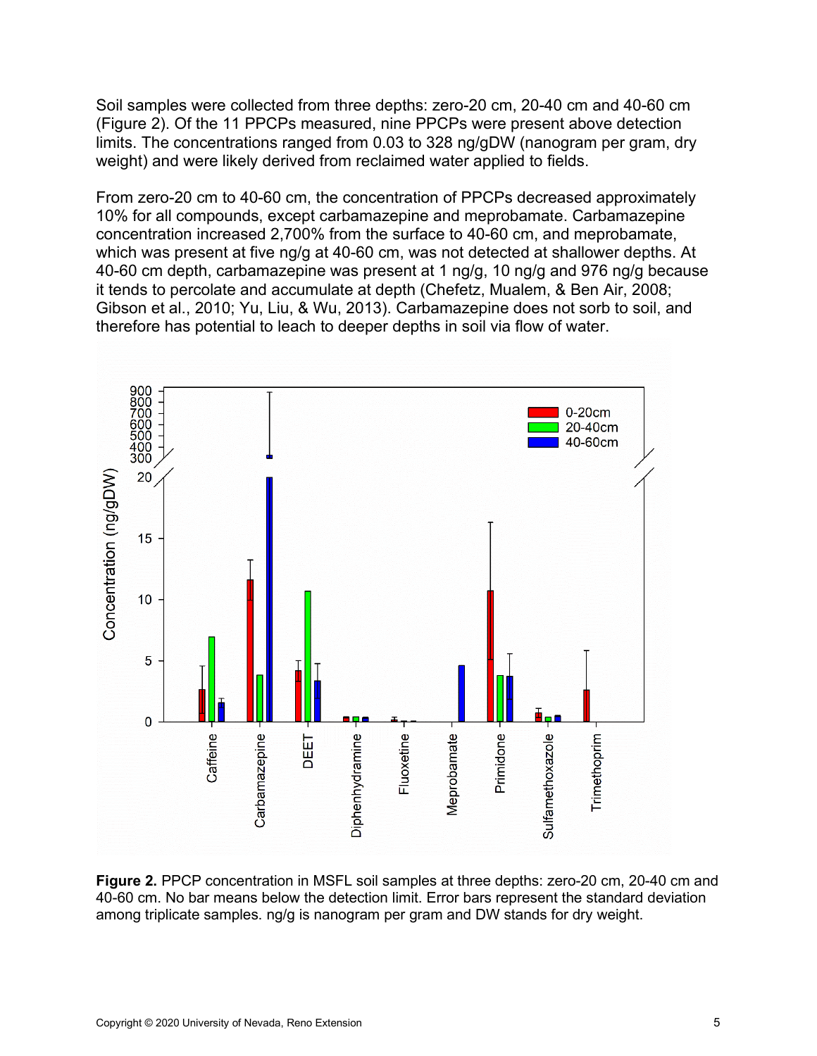Soil samples were collected from three depths: zero-20 cm, 20-40 cm and 40-60 cm (Figure 2). Of the 11 PPCPs measured, nine PPCPs were present above detection limits. The concentrations ranged from 0.03 to 328 ng/gDW (nanogram per gram, dry weight) and were likely derived from reclaimed water applied to fields.

From zero-20 cm to 40-60 cm, the concentration of PPCPs decreased approximately 10% for all compounds, except carbamazepine and meprobamate. Carbamazepine concentration increased 2,700% from the surface to 40-60 cm, and meprobamate, which was present at five ng/g at 40-60 cm, was not detected at shallower depths. At 40-60 cm depth, carbamazepine was present at 1 ng/g, 10 ng/g and 976 ng/g because it tends to percolate and accumulate at depth (Chefetz, Mualem, & Ben Air, 2008; Gibson et al., 2010; Yu, Liu, & Wu, 2013). Carbamazepine does not sorb to soil, and therefore has potential to leach to deeper depths in soil via flow of water.

**Figure 2.** PPCP concentration in MSFL soil samples at three depths: zero-20 cm, 20-40 cm and 40-60 cm. No bar means below the detection limit. Error bars represent the standard deviation among triplicate samples. ng/g is nanogram per gram and DW stands for dry weight.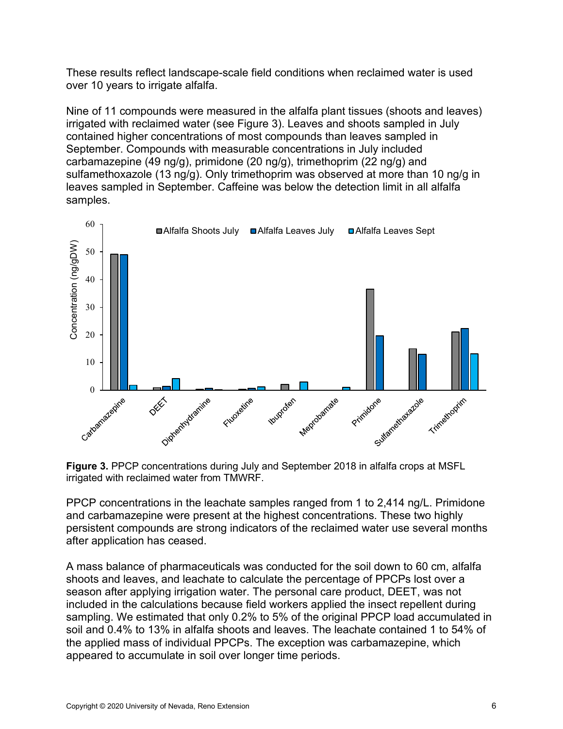These results reflect landscape-scale field conditions when reclaimed water is used over 10 years to irrigate alfalfa.

Nine of 11 compounds were measured in the alfalfa plant tissues (shoots and leaves) irrigated with reclaimed water (see Figure 3). Leaves and shoots sampled in July contained higher concentrations of most compounds than leaves sampled in September. Compounds with measurable concentrations in July included carbamazepine (49 ng/g), primidone (20 ng/g), trimethoprim (22 ng/g) and sulfamethoxazole (13 ng/g). Only trimethoprim was observed at more than 10 ng/g in leaves sampled in September. Caffeine was below the detection limit in all alfalfa samples.

**Figure 3.** PPCP concentrations during July and September 2018 in alfalfa crops at MSFL irrigated with reclaimed water from TMWRF.

PPCP concentrations in the leachate samples ranged from 1 to 2,414 ng/L. Primidone and carbamazepine were present at the highest concentrations. These two highly persistent compounds are strong indicators of the reclaimed water use several months after application has ceased.

A mass balance of pharmaceuticals was conducted for the soil down to 60 cm, alfalfa shoots and leaves, and leachate to calculate the percentage of PPCPs lost over a season after applying irrigation water. The personal care product, DEET, was not included in the calculations because field workers applied the insect repellent during sampling. We estimated that only 0.2% to 5% of the original PPCP load accumulated in soil and 0.4% to 13% in alfalfa shoots and leaves. The leachate contained 1 to 54% of the applied mass of individual PPCPs. The exception was carbamazepine, which appeared to accumulate in soil over longer time periods.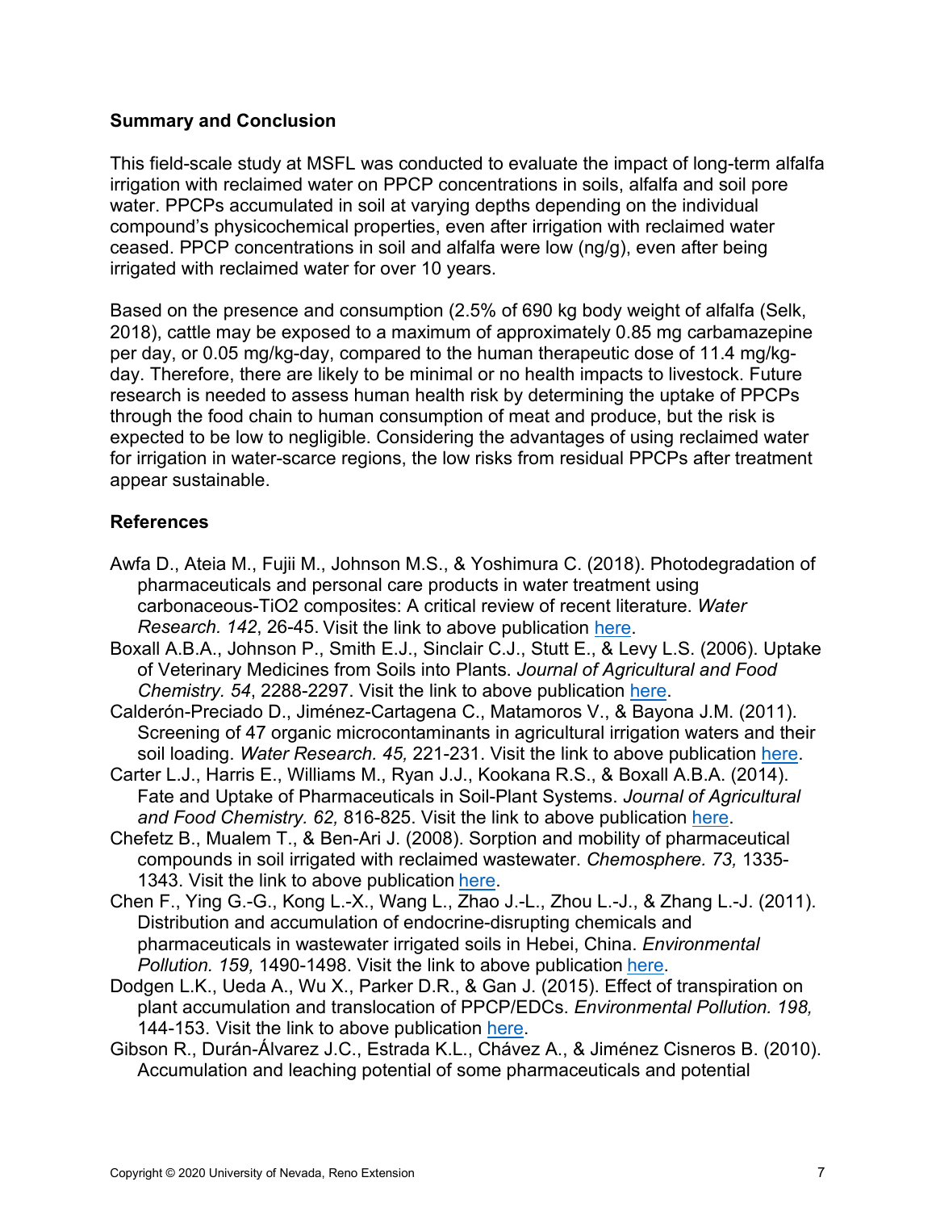## Summary and Conclusion

This field-scale study at MSFL was conducted to evaluate the impact of long-term alfalfa irrigation with reclaimed water on PPCP concentrations in soils, alfalfa and soil pore water. PPCPs accumulated in soil at varying depths depending on the individual compound's physicochemical properties, even after irrigation with reclaimed water ceased. PPCP concentrations in soil and alfalfa were low (ng/g), even after being irrigated with reclaimed water for over 10 years.

Based on the presence and consumption (2.5% of 690 kg body weight of alfalfa (Selk, 2018), cattle may be exposed to a maximum of approximately 0.85 mg carbamazepine per day, or 0.05 mg/kg-day, compared to the human therapeutic dose of 11.4 mg/kg-day. Therefore, there are likely to be minimal or no health impacts to livestock. Future research is needed to assess human health risk by determining the uptake of PPCPs through the food chain to human consumption of meat and produce, but the risk is expected to be low to negligible. Considering the advantages of using reclaimed water for irrigation in water-scarce regions, the low risks from residual PPCPs after treatment appear sustainable.

## References

Awfa D., Ateia M., Fujii M., Johnson M.S., & Yoshimura C. (2018). Photodegradation of pharmaceuticals and personal care products in water treatment using carbonaceous-TiO2 composites: A critical review of recent literature. *Water Research. 142*, 26-45. Visit the link to above publication here.

Boxall A.B.A., Johnson P., Smith E.J., Sinclair C.J., Stutt E., & Levy L.S. (2006). Uptake of Veterinary Medicines from Soils into Plants. *Journal of Agricultural and Food Chemistry. 54*, 2288-2297. Visit the link to above publication here.

Calderón-Preciado D., Jiménez-Cartagena C., Matamoros V., & Bayona J.M. (2011). Screening of 47 organic microcontaminants in agricultural irrigation waters and their soil loading. *Water Research. 45,* 221-231. Visit the link to above publication here.

Carter L.J., Harris E., Williams M., Ryan J.J., Kookana R.S., & Boxall A.B.A. (2014). Fate and Uptake of Pharmaceuticals in Soil-Plant Systems. *Journal of Agricultural and Food Chemistry. 62,* 816-825. Visit the link to above publication here.

Chefetz B., Mualem T., & Ben-Ari J. (2008). Sorption and mobility of pharmaceutical compounds in soil irrigated with reclaimed wastewater. *Chemosphere. 73,* 1335-1343. Visit the link to above publication here.

Chen F., Ying G.-G., Kong L.-X., Wang L., Zhao J.-L., Zhou L.-J., & Zhang L.-J. (2011). Distribution and accumulation of endocrine-disrupting chemicals and pharmaceuticals in wastewater irrigated soils in Hebei, China. *Environmental Pollution. 159,* 1490-1498. Visit the link to above publication here.

Dodgen L.K., Ueda A., Wu X., Parker D.R., & Gan J. (2015). Effect of transpiration on plant accumulation and translocation of PPCP/EDCs. *Environmental Pollution. 198,* 144-153. Visit the link to above publication here.

Gibson R., Durán-Álvarez J.C., Estrada K.L., Chávez A., & Jiménez Cisneros B. (2010). Accumulation and leaching potential of some pharmaceuticals and potential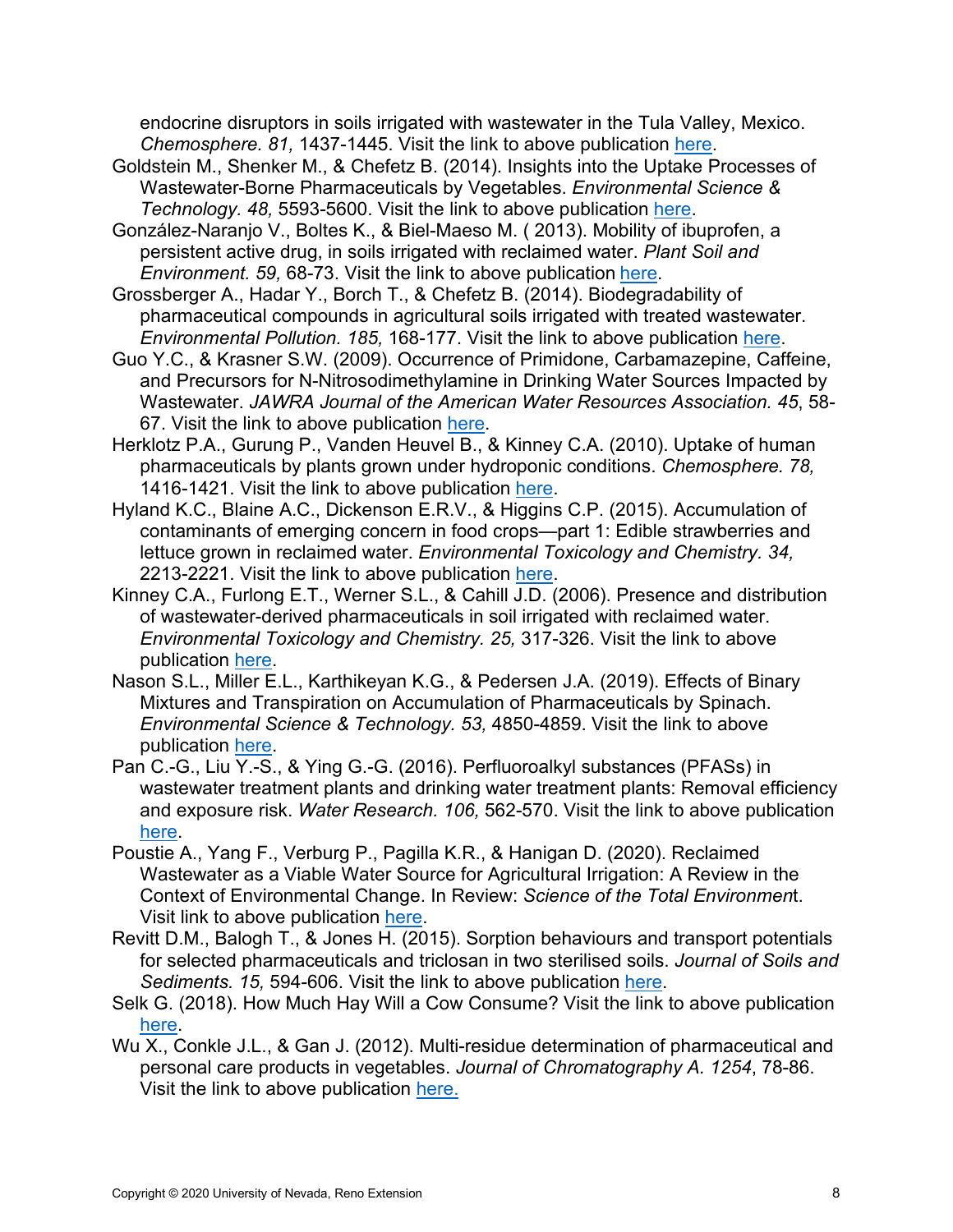endocrine disruptors in soils irrigated with wastewater in the Tula Valley, Mexico. *Chemosphere. 81,* 1437-1445. Visit the link to above publication here.

Goldstein M., Shenker M., & Chefetz B. (2014). Insights into the Uptake Processes of Wastewater-Borne Pharmaceuticals by Vegetables. *Environmental Science & Technology. 48,* 5593-5600. Visit the link to above publication here.

González-Naranjo V., Boltes K., & Biel-Maeso M. ( 2013). Mobility of ibuprofen, a persistent active drug, in soils irrigated with reclaimed water. *Plant Soil and Environment. 59,* 68-73. Visit the link to above publication here.

Grossberger A., Hadar Y., Borch T., & Chefetz B. (2014). Biodegradability of pharmaceutical compounds in agricultural soils irrigated with treated wastewater. *Environmental Pollution. 185,* 168-177. Visit the link to above publication here.

Guo Y.C., & Krasner S.W. (2009). Occurrence of Primidone, Carbamazepine, Caffeine, and Precursors for N-Nitrosodimethylamine in Drinking Water Sources Impacted by Wastewater. *JAWRA Journal of the American Water Resources Association. 45*, 58-67. Visit the link to above publication here.

Herklotz P.A., Gurung P., Vanden Heuvel B., & Kinney C.A. (2010). Uptake of human pharmaceuticals by plants grown under hydroponic conditions. *Chemosphere. 78,* 1416-1421. Visit the link to above publication here.

Hyland K.C., Blaine A.C., Dickenson E.R.V., & Higgins C.P. (2015). Accumulation of contaminants of emerging concern in food crops—part 1: Edible strawberries and lettuce grown in reclaimed water. *Environmental Toxicology and Chemistry. 34,* 2213-2221. Visit the link to above publication here.

Kinney C.A., Furlong E.T., Werner S.L., & Cahill J.D. (2006). Presence and distribution of wastewater-derived pharmaceuticals in soil irrigated with reclaimed water. *Environmental Toxicology and Chemistry. 25,* 317-326. Visit the link to above publication here.

Nason S.L., Miller E.L., Karthikeyan K.G., & Pedersen J.A. (2019). Effects of Binary Mixtures and Transpiration on Accumulation of Pharmaceuticals by Spinach. *Environmental Science & Technology. 53,* 4850-4859. Visit the link to above publication here.

Pan C.-G., Liu Y.-S., & Ying G.-G. (2016). Perfluoroalkyl substances (PFASs) in wastewater treatment plants and drinking water treatment plants: Removal efficiency and exposure risk. *Water Research. 106,* 562-570. Visit the link to above publication here.

Poustie A., Yang F., Verburg P., Pagilla K.R., & Hanigan D. (2020). Reclaimed Wastewater as a Viable Water Source for Agricultural Irrigation: A Review in the Context of Environmental Change. In Review: *Science of the Total Environmen*t. Visit link to above publication here.

Revitt D.M., Balogh T., & Jones H. (2015). Sorption behaviours and transport potentials for selected pharmaceuticals and triclosan in two sterilised soils. *Journal of Soils and Sediments. 15,* 594-606. Visit the link to above publication here.

Selk G. (2018). How Much Hay Will a Cow Consume? Visit the link to above publication here.

Wu X., Conkle J.L., & Gan J. (2012). Multi-residue determination of pharmaceutical and personal care products in vegetables. *Journal of Chromatography A. 1254*, 78-86. Visit the link to above publication here.

Copyright © 2020 University of Nevada, Reno Extension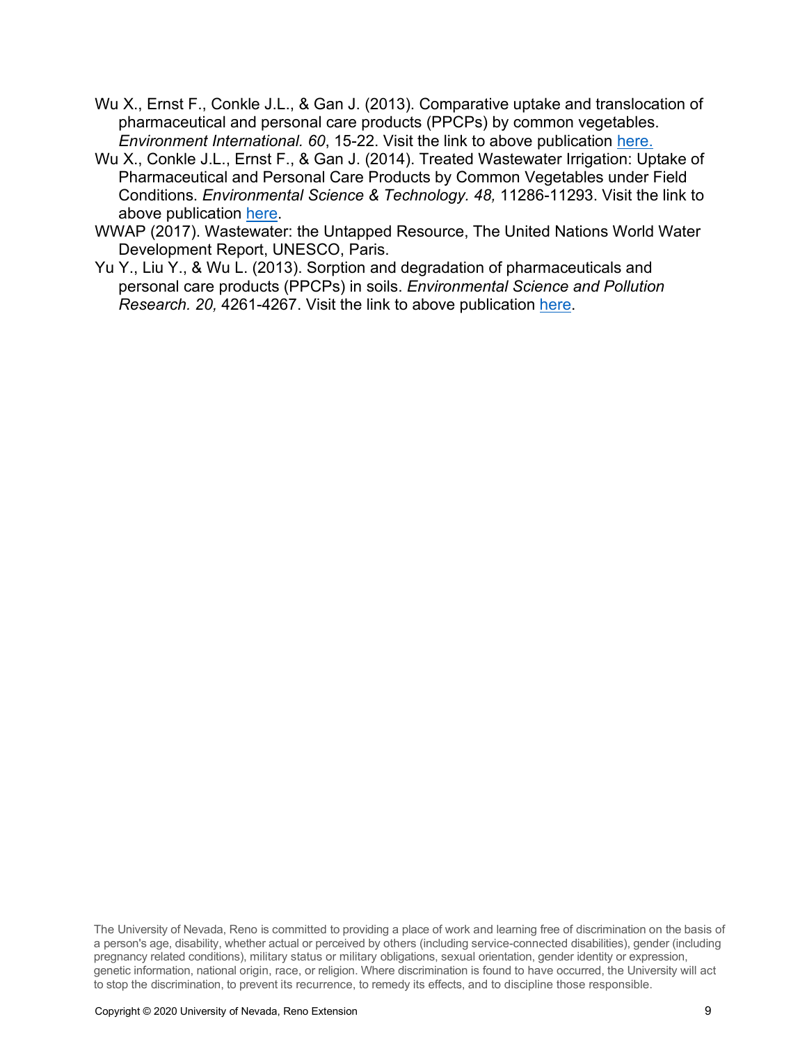Wu X., Ernst F., Conkle J.L., & Gan J. (2013). Comparative uptake and translocation of pharmaceutical and personal care products (PPCPs) by common vegetables. *Environment International. 60*, 15-22. Visit the link to above publication here.

Wu X., Conkle J.L., Ernst F., & Gan J. (2014). Treated Wastewater Irrigation: Uptake of Pharmaceutical and Personal Care Products by Common Vegetables under Field Conditions. *Environmental Science & Technology. 48,* 11286-11293. Visit the link to above publication here.

WWAP (2017). Wastewater: the Untapped Resource, The United Nations World Water Development Report, UNESCO, Paris.

Yu Y., Liu Y., & Wu L. (2013). Sorption and degradation of pharmaceuticals and personal care products (PPCPs) in soils. *Environmental Science and Pollution Research. 20,* 4261-4267. Visit the link to above publication here.

The University of Nevada, Reno is committed to providing a place of work and learning free of discrimination on the basis of a person's age, disability, whether actual or perceived by others (including service-connected disabilities), gender (including pregnancy related conditions), military status or military obligations, sexual orientation, gender identity or expression, genetic information, national origin, race, or religion. Where discrimination is found to have occurred, the University will act to stop the discrimination, to prevent its recurrence, to remedy its effects, and to discipline those responsible.

Copyright © 2020 University of Nevada, Reno Extension